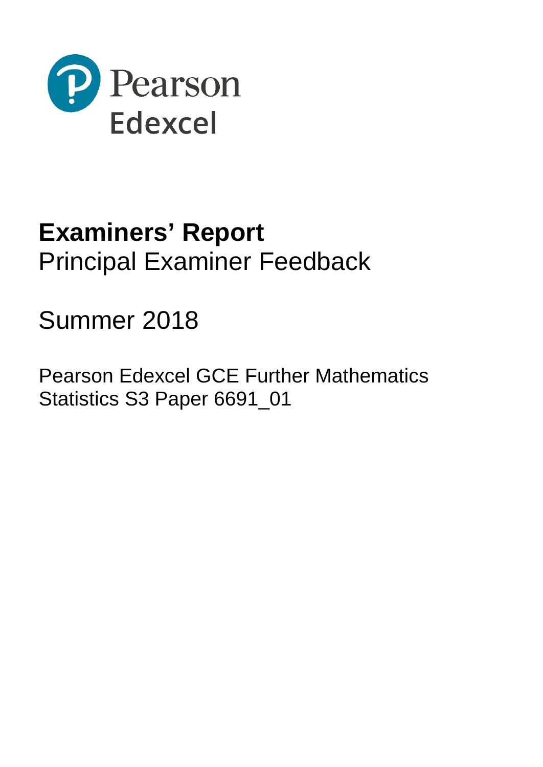Pearson

Edexcel

# Examiners' Report

Principal Examiner Feedback

Summer 2018

Pearson Edexcel GCE Further Mathematics
Statistics S3 Paper 6691_01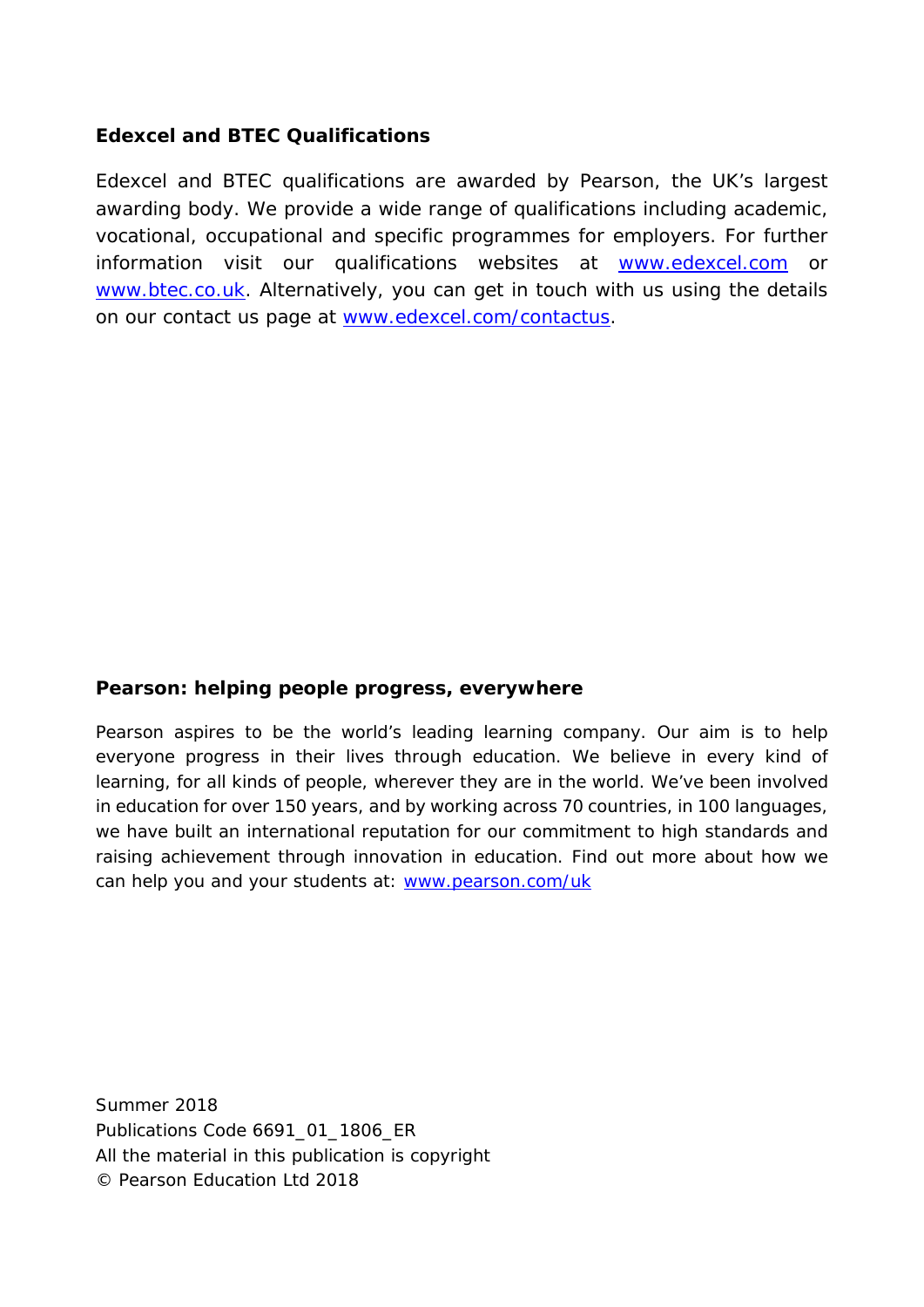**Edexcel and BTEC Qualifications**

Edexcel and BTEC qualifications are awarded by Pearson, the UK's largest awarding body. We provide a wide range of qualifications including academic, vocational, occupational and specific programmes for employers. For further information visit our qualifications websites at www.edexcel.com or www.btec.co.uk. Alternatively, you can get in touch with us using the details on our contact us page at www.edexcel.com/contactus.

**Pearson: helping people progress, everywhere**

Pearson aspires to be the world's leading learning company. Our aim is to help everyone progress in their lives through education. We believe in every kind of learning, for all kinds of people, wherever they are in the world. We've been involved in education for over 150 years, and by working across 70 countries, in 100 languages, we have built an international reputation for our commitment to high standards and raising achievement through innovation in education. Find out more about how we can help you and your students at: www.pearson.com/uk

Summer 2018
Publications Code 6691_01_1806_ER
All the material in this publication is copyright
© Pearson Education Ltd 2018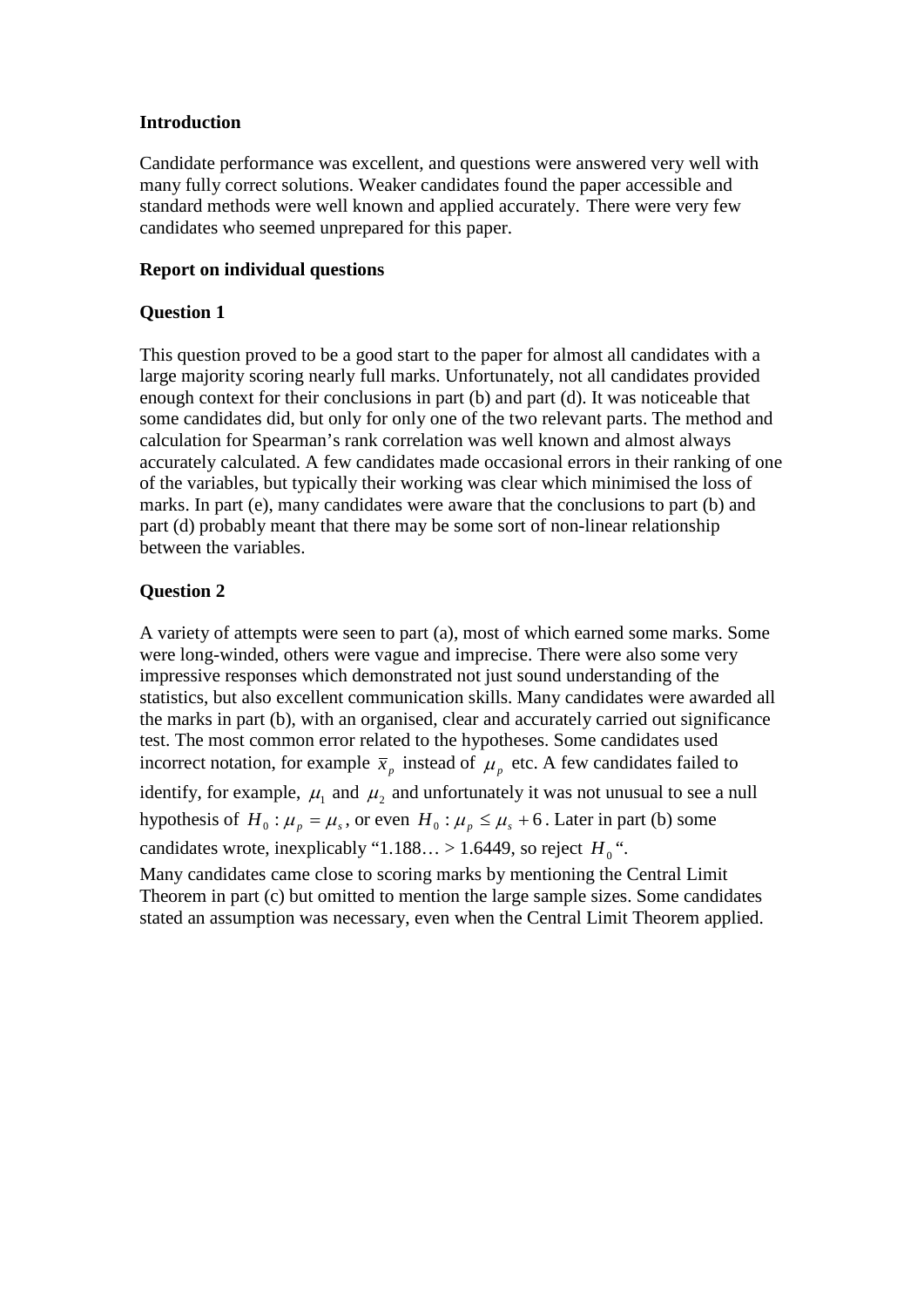**Introduction**

Candidate performance was excellent, and questions were answered very well with many fully correct solutions. Weaker candidates found the paper accessible and standard methods were well known and applied accurately. There were very few candidates who seemed unprepared for this paper.

**Report on individual questions**

**Question 1**

This question proved to be a good start to the paper for almost all candidates with a large majority scoring nearly full marks. Unfortunately, not all candidates provided enough context for their conclusions in part (b) and part (d). It was noticeable that some candidates did, but only for only one of the two relevant parts. The method and calculation for Spearman's rank correlation was well known and almost always accurately calculated. A few candidates made occasional errors in their ranking of one of the variables, but typically their working was clear which minimised the loss of marks. In part (e), many candidates were aware that the conclusions to part (b) and part (d) probably meant that there may be some sort of non-linear relationship between the variables.

**Question 2**

A variety of attempts were seen to part (a), most of which earned some marks. Some were long-winded, others were vague and imprecise. There were also some very impressive responses which demonstrated not just sound understanding of the statistics, but also excellent communication skills. Many candidates were awarded all the marks in part (b), with an organised, clear and accurately carried out significance test. The most common error related to the hypotheses. Some candidates used incorrect notation, for example $\bar{x}_p$ instead of $\mu_p$ etc. A few candidates failed to identify, for example, $\mu_1$ and $\mu_2$ and unfortunately it was not unusual to see a null hypothesis of $H_0 : \mu_p = \mu_s$, or even $H_0 : \mu_p \leq \mu_s + 6$. Later in part (b) some candidates wrote, inexplicably "1.188… > 1.6449, so reject $H_0$".

Many candidates came close to scoring marks by mentioning the Central Limit Theorem in part (c) but omitted to mention the large sample sizes. Some candidates stated an assumption was necessary, even when the Central Limit Theorem applied.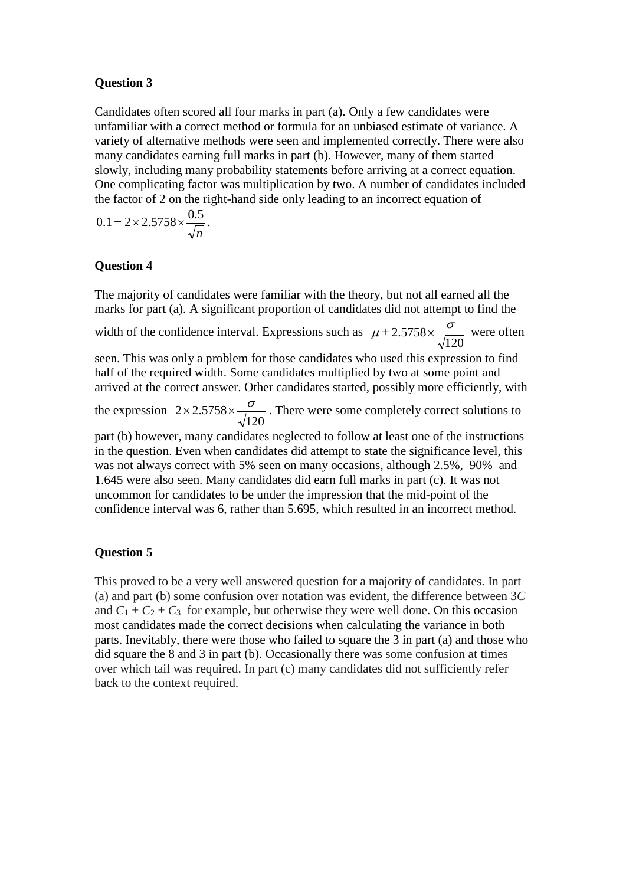**Question 3**

Candidates often scored all four marks in part (a). Only a few candidates were unfamiliar with a correct method or formula for an unbiased estimate of variance. A variety of alternative methods were seen and implemented correctly. There were also many candidates earning full marks in part (b). However, many of them started slowly, including many probability statements before arriving at a correct equation. One complicating factor was multiplication by two. A number of candidates included the factor of 2 on the right-hand side only leading to an incorrect equation of

$0.1 = 2 \times 2.5758 \times \frac{0.5}{\sqrt{n}}$.

**Question 4**

The majority of candidates were familiar with the theory, but not all earned all the marks for part (a). A significant proportion of candidates did not attempt to find the width of the confidence interval. Expressions such as $\mu \pm 2.5758 \times \frac{\sigma}{\sqrt{120}}$ were often seen. This was only a problem for those candidates who used this expression to find half of the required width. Some candidates multiplied by two at some point and arrived at the correct answer. Other candidates started, possibly more efficiently, with the expression $2 \times 2.5758 \times \frac{\sigma}{\sqrt{120}}$. There were some completely correct solutions to part (b) however, many candidates neglected to follow at least one of the instructions in the question. Even when candidates did attempt to state the significance level, this was not always correct with 5% seen on many occasions, although 2.5%, 90% and 1.645 were also seen. Many candidates did earn full marks in part (c). It was not uncommon for candidates to be under the impression that the mid-point of the confidence interval was 6, rather than 5.695, which resulted in an incorrect method.

**Question 5**

This proved to be a very well answered question for a majority of candidates. In part (a) and part (b) some confusion over notation was evident, the difference between $3C$ and $C_1 + C_2 + C_3$ for example, but otherwise they were well done. On this occasion most candidates made the correct decisions when calculating the variance in both parts. Inevitably, there were those who failed to square the 3 in part (a) and those who did square the 8 and 3 in part (b). Occasionally there was some confusion at times over which tail was required. In part (c) many candidates did not sufficiently refer back to the context required.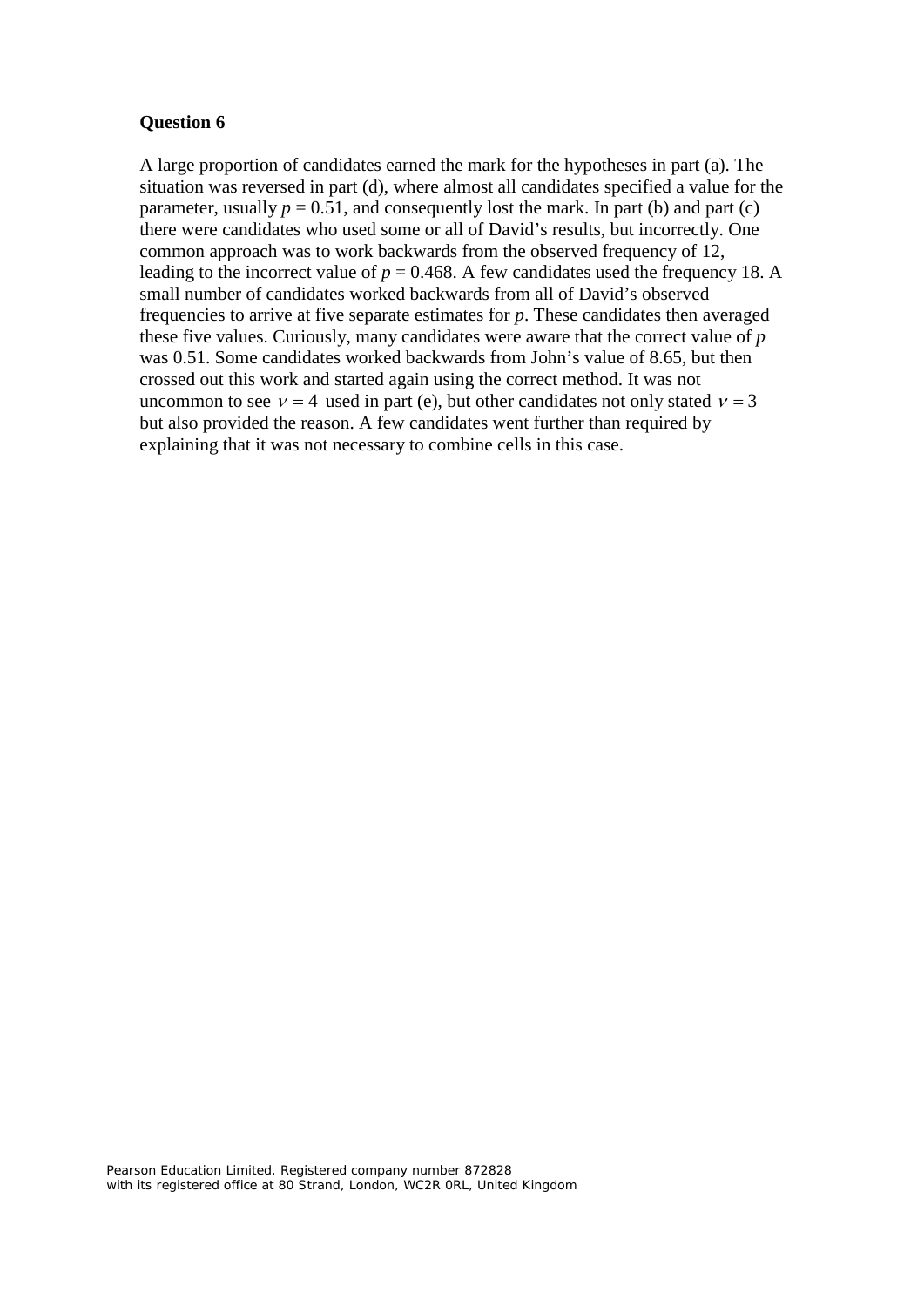**Question 6**

A large proportion of candidates earned the mark for the hypotheses in part (a). The situation was reversed in part (d), where almost all candidates specified a value for the parameter, usually $p = 0.51$, and consequently lost the mark. In part (b) and part (c) there were candidates who used some or all of David's results, but incorrectly. One common approach was to work backwards from the observed frequency of 12, leading to the incorrect value of $p = 0.468$. A few candidates used the frequency 18. A small number of candidates worked backwards from all of David's observed frequencies to arrive at five separate estimates for $p$. These candidates then averaged these five values. Curiously, many candidates were aware that the correct value of $p$ was 0.51. Some candidates worked backwards from John's value of 8.65, but then crossed out this work and started again using the correct method. It was not uncommon to see $\nu = 4$ used in part (e), but other candidates not only stated $\nu = 3$ but also provided the reason. A few candidates went further than required by explaining that it was not necessary to combine cells in this case.